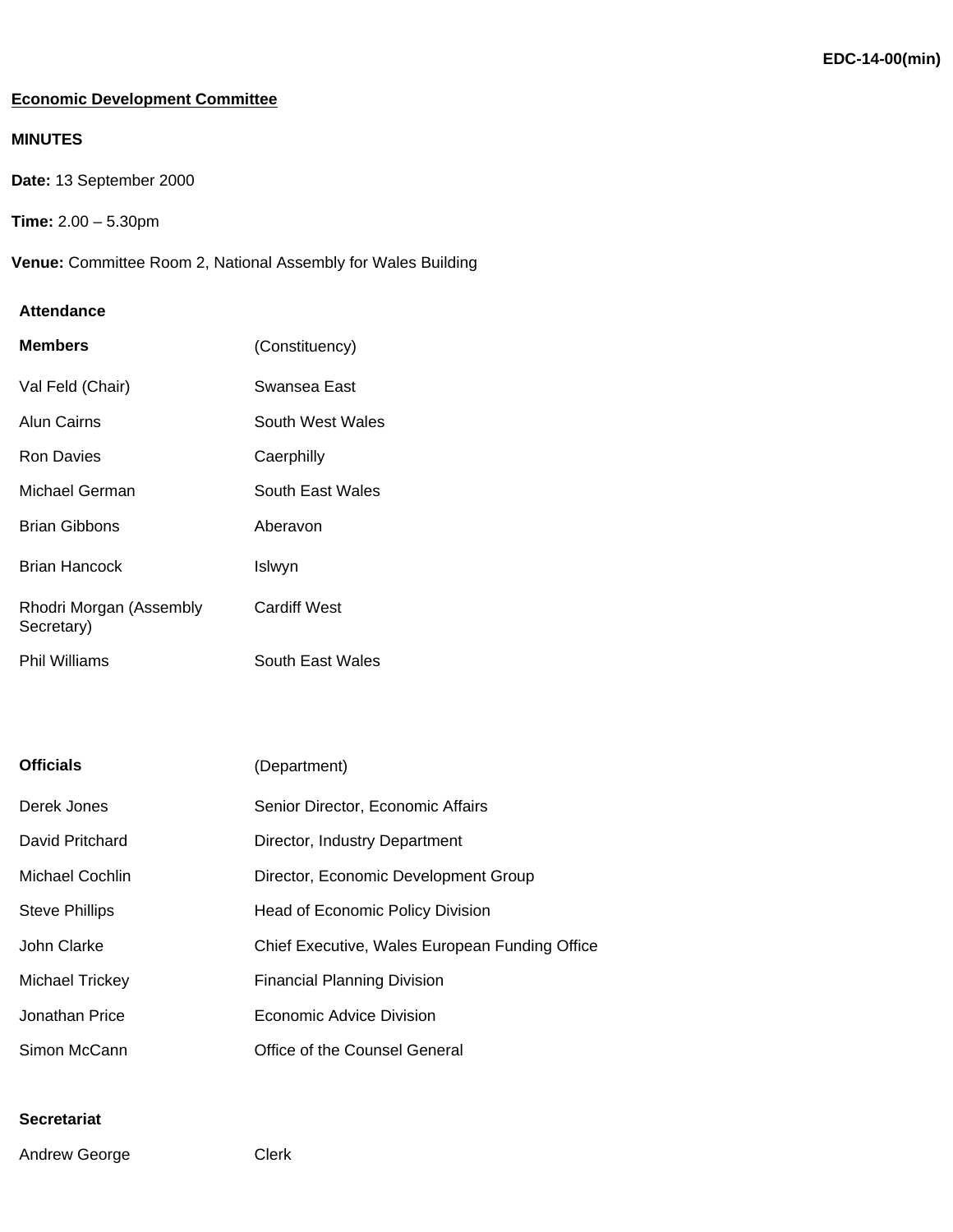**EDC-14-00(min)**

**Economic Development Committee**

**MINUTES**

**Date:** 13 September 2000

**Time:** 2.00 – 5.30pm

**Venue:** Committee Room 2, National Assembly for Wales Building

**Attendance**

| **Members** | (Constituency) |
|---|---|
| Val Feld (Chair) | Swansea East |
| Alun Cairns | South West Wales |
| Ron Davies | Caerphilly |
| Michael German | South East Wales |
| Brian Gibbons | Aberavon |
| Brian Hancock | Islwyn |
| Rhodri Morgan (Assembly Secretary) | Cardiff West |
| Phil Williams | South East Wales |

| **Officials** | (Department) |
|---|---|
| Derek Jones | Senior Director, Economic Affairs |
| David Pritchard | Director, Industry Department |
| Michael Cochlin | Director, Economic Development Group |
| Steve Phillips | Head of Economic Policy Division |
| John Clarke | Chief Executive, Wales European Funding Office |
| Michael Trickey | Financial Planning Division |
| Jonathan Price | Economic Advice Division |
| Simon McCann | Office of the Counsel General |

| **Secretariat** | |
|---|---|
| Andrew George | Clerk |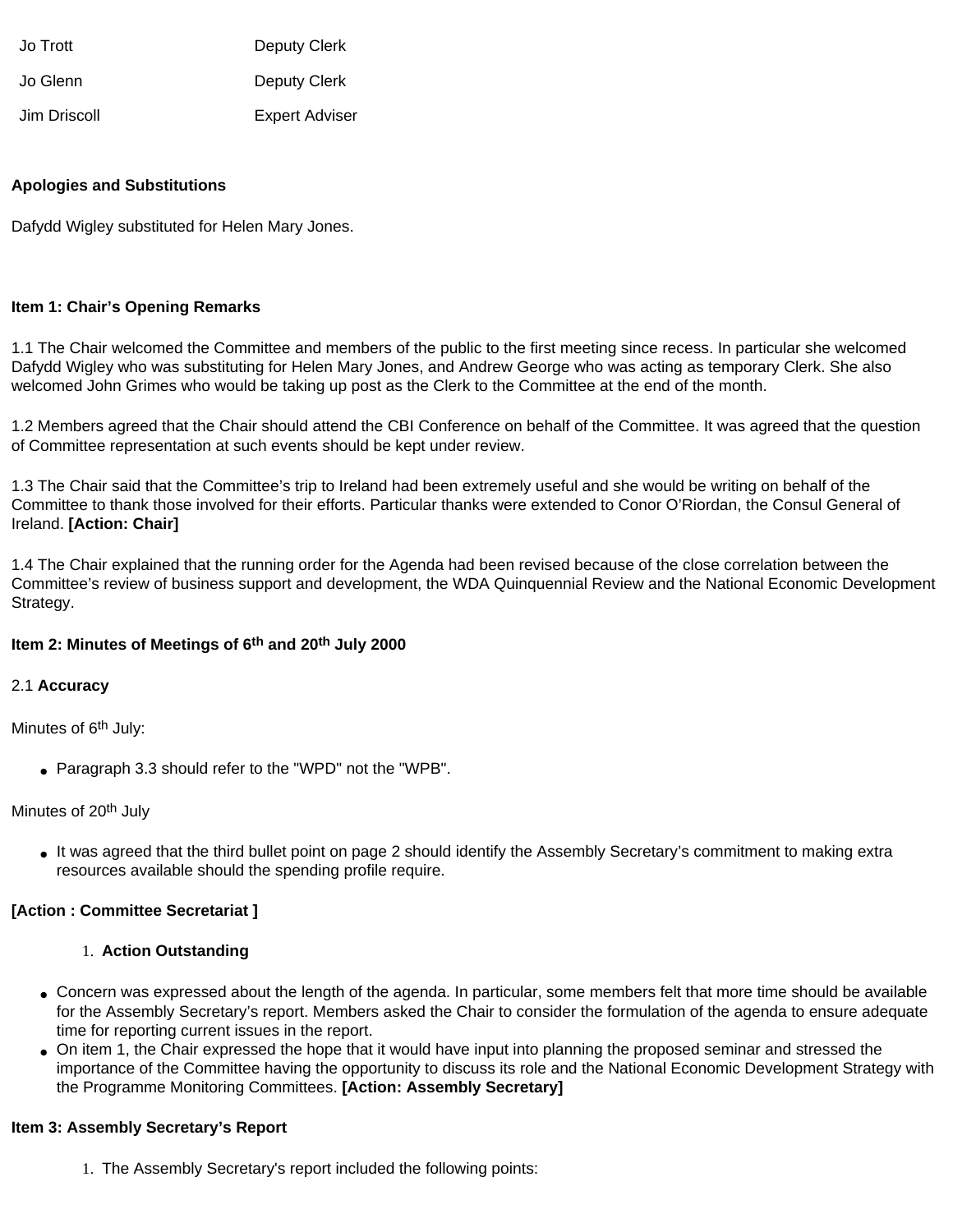| | |
|---|---|
| Jo Trott | Deputy Clerk |
| Jo Glenn | Deputy Clerk |
| Jim Driscoll | Expert Adviser |

**Apologies and Substitutions**

Dafydd Wigley substituted for Helen Mary Jones.

**Item 1: Chair's Opening Remarks**

1.1 The Chair welcomed the Committee and members of the public to the first meeting since recess. In particular she welcomed Dafydd Wigley who was substituting for Helen Mary Jones, and Andrew George who was acting as temporary Clerk. She also welcomed John Grimes who would be taking up post as the Clerk to the Committee at the end of the month.

1.2 Members agreed that the Chair should attend the CBI Conference on behalf of the Committee. It was agreed that the question of Committee representation at such events should be kept under review.

1.3 The Chair said that the Committee's trip to Ireland had been extremely useful and she would be writing on behalf of the Committee to thank those involved for their efforts. Particular thanks were extended to Conor O'Riordan, the Consul General of Ireland. **[Action: Chair]**

1.4 The Chair explained that the running order for the Agenda had been revised because of the close correlation between the Committee's review of business support and development, the WDA Quinquennial Review and the National Economic Development Strategy.

**Item 2: Minutes of Meetings of 6th and 20th July 2000**

2.1 **Accuracy**

Minutes of 6th July:

- Paragraph 3.3 should refer to the "WPD" not the "WPB".

Minutes of 20th July

- It was agreed that the third bullet point on page 2 should identify the Assembly Secretary's commitment to making extra resources available should the spending profile require.

**[Action : Committee Secretariat ]**

1. **Action Outstanding**

- Concern was expressed about the length of the agenda. In particular, some members felt that more time should be available for the Assembly Secretary's report. Members asked the Chair to consider the formulation of the agenda to ensure adequate time for reporting current issues in the report.
- On item 1, the Chair expressed the hope that it would have input into planning the proposed seminar and stressed the importance of the Committee having the opportunity to discuss its role and the National Economic Development Strategy with the Programme Monitoring Committees. **[Action: Assembly Secretary]**

**Item 3: Assembly Secretary's Report**

1. The Assembly Secretary's report included the following points: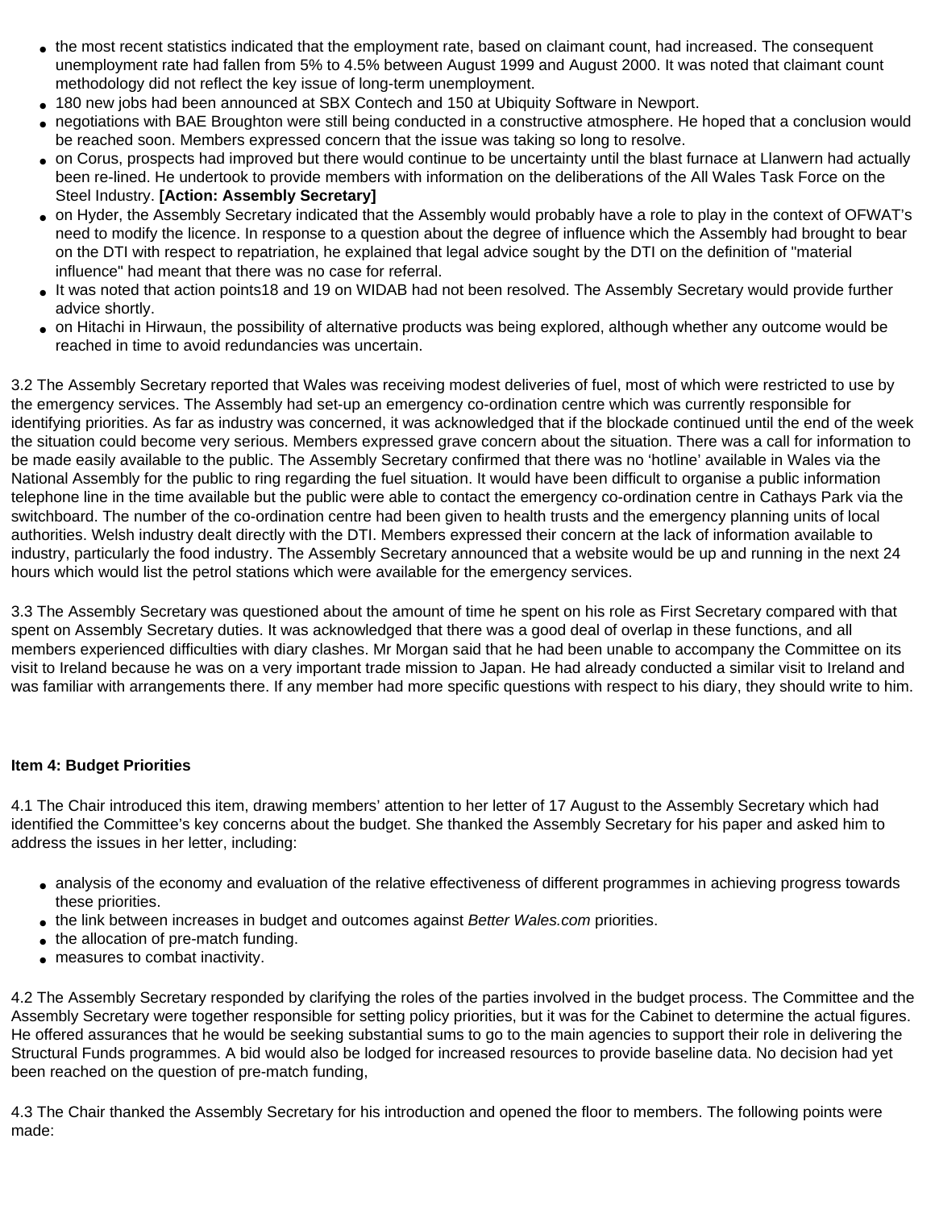- the most recent statistics indicated that the employment rate, based on claimant count, had increased. The consequent unemployment rate had fallen from 5% to 4.5% between August 1999 and August 2000. It was noted that claimant count methodology did not reflect the key issue of long-term unemployment.
- 180 new jobs had been announced at SBX Contech and 150 at Ubiquity Software in Newport.
- negotiations with BAE Broughton were still being conducted in a constructive atmosphere. He hoped that a conclusion would be reached soon. Members expressed concern that the issue was taking so long to resolve.
- on Corus, prospects had improved but there would continue to be uncertainty until the blast furnace at Llanwern had actually been re-lined. He undertook to provide members with information on the deliberations of the All Wales Task Force on the Steel Industry. **[Action: Assembly Secretary]**
- on Hyder, the Assembly Secretary indicated that the Assembly would probably have a role to play in the context of OFWAT's need to modify the licence. In response to a question about the degree of influence which the Assembly had brought to bear on the DTI with respect to repatriation, he explained that legal advice sought by the DTI on the definition of "material influence" had meant that there was no case for referral.
- It was noted that action points18 and 19 on WIDAB had not been resolved. The Assembly Secretary would provide further advice shortly.
- on Hitachi in Hirwaun, the possibility of alternative products was being explored, although whether any outcome would be reached in time to avoid redundancies was uncertain.

3.2 The Assembly Secretary reported that Wales was receiving modest deliveries of fuel, most of which were restricted to use by the emergency services. The Assembly had set-up an emergency co-ordination centre which was currently responsible for identifying priorities. As far as industry was concerned, it was acknowledged that if the blockade continued until the end of the week the situation could become very serious. Members expressed grave concern about the situation. There was a call for information to be made easily available to the public. The Assembly Secretary confirmed that there was no 'hotline' available in Wales via the National Assembly for the public to ring regarding the fuel situation. It would have been difficult to organise a public information telephone line in the time available but the public were able to contact the emergency co-ordination centre in Cathays Park via the switchboard. The number of the co-ordination centre had been given to health trusts and the emergency planning units of local authorities. Welsh industry dealt directly with the DTI. Members expressed their concern at the lack of information available to industry, particularly the food industry. The Assembly Secretary announced that a website would be up and running in the next 24 hours which would list the petrol stations which were available for the emergency services.

3.3 The Assembly Secretary was questioned about the amount of time he spent on his role as First Secretary compared with that spent on Assembly Secretary duties. It was acknowledged that there was a good deal of overlap in these functions, and all members experienced difficulties with diary clashes. Mr Morgan said that he had been unable to accompany the Committee on its visit to Ireland because he was on a very important trade mission to Japan. He had already conducted a similar visit to Ireland and was familiar with arrangements there. If any member had more specific questions with respect to his diary, they should write to him.

**Item 4: Budget Priorities**

4.1 The Chair introduced this item, drawing members' attention to her letter of 17 August to the Assembly Secretary which had identified the Committee's key concerns about the budget. She thanked the Assembly Secretary for his paper and asked him to address the issues in her letter, including:

- analysis of the economy and evaluation of the relative effectiveness of different programmes in achieving progress towards these priorities.
- the link between increases in budget and outcomes against *Better Wales.com* priorities.
- the allocation of pre-match funding.
- measures to combat inactivity.

4.2 The Assembly Secretary responded by clarifying the roles of the parties involved in the budget process. The Committee and the Assembly Secretary were together responsible for setting policy priorities, but it was for the Cabinet to determine the actual figures. He offered assurances that he would be seeking substantial sums to go to the main agencies to support their role in delivering the Structural Funds programmes. A bid would also be lodged for increased resources to provide baseline data. No decision had yet been reached on the question of pre-match funding,

4.3 The Chair thanked the Assembly Secretary for his introduction and opened the floor to members. The following points were made: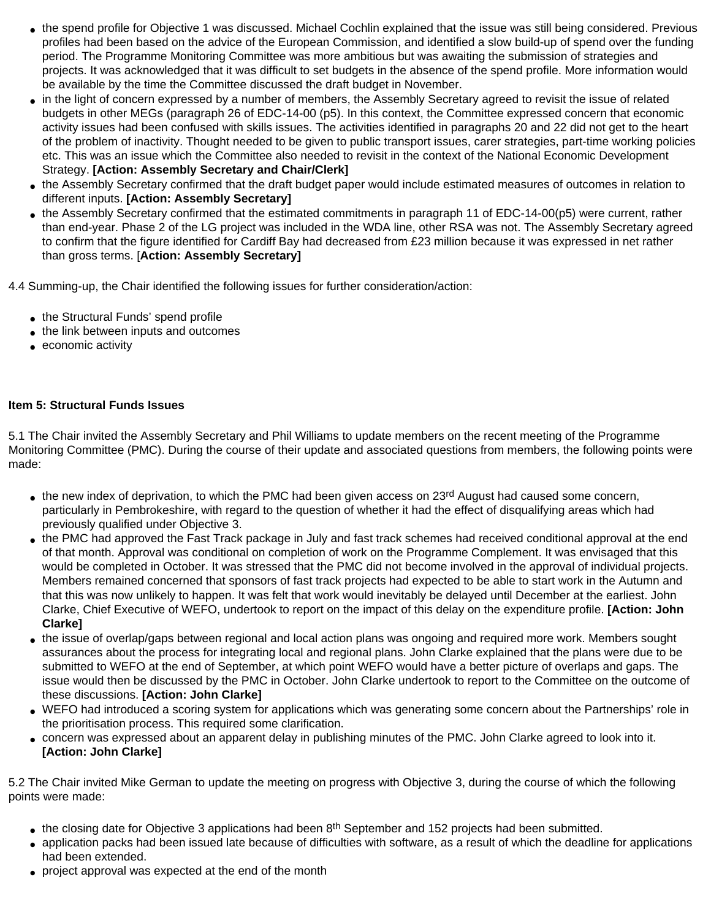- the spend profile for Objective 1 was discussed. Michael Cochlin explained that the issue was still being considered. Previous profiles had been based on the advice of the European Commission, and identified a slow build-up of spend over the funding period. The Programme Monitoring Committee was more ambitious but was awaiting the submission of strategies and projects. It was acknowledged that it was difficult to set budgets in the absence of the spend profile. More information would be available by the time the Committee discussed the draft budget in November.
- in the light of concern expressed by a number of members, the Assembly Secretary agreed to revisit the issue of related budgets in other MEGs (paragraph 26 of EDC-14-00 (p5). In this context, the Committee expressed concern that economic activity issues had been confused with skills issues. The activities identified in paragraphs 20 and 22 did not get to the heart of the problem of inactivity. Thought needed to be given to public transport issues, carer strategies, part-time working policies etc. This was an issue which the Committee also needed to revisit in the context of the National Economic Development Strategy. **[Action: Assembly Secretary and Chair/Clerk]**
- the Assembly Secretary confirmed that the draft budget paper would include estimated measures of outcomes in relation to different inputs. **[Action: Assembly Secretary]**
- the Assembly Secretary confirmed that the estimated commitments in paragraph 11 of EDC-14-00(p5) were current, rather than end-year. Phase 2 of the LG project was included in the WDA line, other RSA was not. The Assembly Secretary agreed to confirm that the figure identified for Cardiff Bay had decreased from £23 million because it was expressed in net rather than gross terms. [**Action: Assembly Secretary]**

4.4 Summing-up, the Chair identified the following issues for further consideration/action:

- the Structural Funds' spend profile
- the link between inputs and outcomes
- economic activity

**Item 5: Structural Funds Issues**

5.1 The Chair invited the Assembly Secretary and Phil Williams to update members on the recent meeting of the Programme Monitoring Committee (PMC). During the course of their update and associated questions from members, the following points were made:

- the new index of deprivation, to which the PMC had been given access on 23rd August had caused some concern, particularly in Pembrokeshire, with regard to the question of whether it had the effect of disqualifying areas which had previously qualified under Objective 3.
- the PMC had approved the Fast Track package in July and fast track schemes had received conditional approval at the end of that month. Approval was conditional on completion of work on the Programme Complement. It was envisaged that this would be completed in October. It was stressed that the PMC did not become involved in the approval of individual projects. Members remained concerned that sponsors of fast track projects had expected to be able to start work in the Autumn and that this was now unlikely to happen. It was felt that work would inevitably be delayed until December at the earliest. John Clarke, Chief Executive of WEFO, undertook to report on the impact of this delay on the expenditure profile. **[Action: John Clarke]**
- the issue of overlap/gaps between regional and local action plans was ongoing and required more work. Members sought assurances about the process for integrating local and regional plans. John Clarke explained that the plans were due to be submitted to WEFO at the end of September, at which point WEFO would have a better picture of overlaps and gaps. The issue would then be discussed by the PMC in October. John Clarke undertook to report to the Committee on the outcome of these discussions. **[Action: John Clarke]**
- WEFO had introduced a scoring system for applications which was generating some concern about the Partnerships' role in the prioritisation process. This required some clarification.
- concern was expressed about an apparent delay in publishing minutes of the PMC. John Clarke agreed to look into it. **[Action: John Clarke]**

5.2 The Chair invited Mike German to update the meeting on progress with Objective 3, during the course of which the following points were made:

- the closing date for Objective 3 applications had been 8th September and 152 projects had been submitted.
- application packs had been issued late because of difficulties with software, as a result of which the deadline for applications had been extended.
- project approval was expected at the end of the month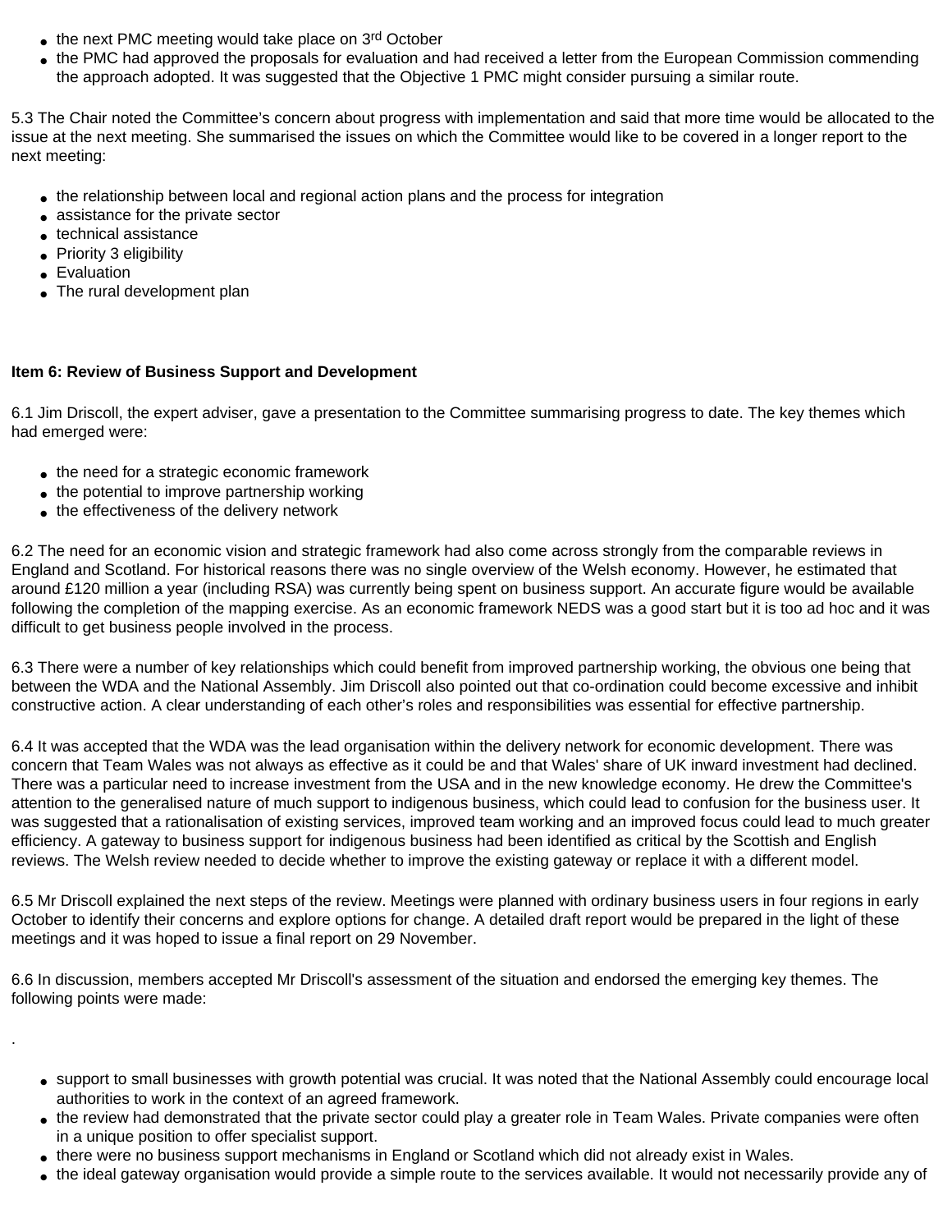- the next PMC meeting would take place on 3rd October
- the PMC had approved the proposals for evaluation and had received a letter from the European Commission commending the approach adopted. It was suggested that the Objective 1 PMC might consider pursuing a similar route.

5.3 The Chair noted the Committee's concern about progress with implementation and said that more time would be allocated to the issue at the next meeting. She summarised the issues on which the Committee would like to be covered in a longer report to the next meeting:

- the relationship between local and regional action plans and the process for integration
- assistance for the private sector
- technical assistance
- Priority 3 eligibility
- Evaluation
- The rural development plan

**Item 6: Review of Business Support and Development**

6.1 Jim Driscoll, the expert adviser, gave a presentation to the Committee summarising progress to date. The key themes which had emerged were:

- the need for a strategic economic framework
- the potential to improve partnership working
- the effectiveness of the delivery network

6.2 The need for an economic vision and strategic framework had also come across strongly from the comparable reviews in England and Scotland. For historical reasons there was no single overview of the Welsh economy. However, he estimated that around £120 million a year (including RSA) was currently being spent on business support. An accurate figure would be available following the completion of the mapping exercise. As an economic framework NEDS was a good start but it is too ad hoc and it was difficult to get business people involved in the process.

6.3 There were a number of key relationships which could benefit from improved partnership working, the obvious one being that between the WDA and the National Assembly. Jim Driscoll also pointed out that co-ordination could become excessive and inhibit constructive action. A clear understanding of each other's roles and responsibilities was essential for effective partnership.

6.4 It was accepted that the WDA was the lead organisation within the delivery network for economic development. There was concern that Team Wales was not always as effective as it could be and that Wales' share of UK inward investment had declined. There was a particular need to increase investment from the USA and in the new knowledge economy. He drew the Committee's attention to the generalised nature of much support to indigenous business, which could lead to confusion for the business user. It was suggested that a rationalisation of existing services, improved team working and an improved focus could lead to much greater efficiency. A gateway to business support for indigenous business had been identified as critical by the Scottish and English reviews. The Welsh review needed to decide whether to improve the existing gateway or replace it with a different model.

6.5 Mr Driscoll explained the next steps of the review. Meetings were planned with ordinary business users in four regions in early October to identify their concerns and explore options for change. A detailed draft report would be prepared in the light of these meetings and it was hoped to issue a final report on 29 November.

6.6 In discussion, members accepted Mr Driscoll's assessment of the situation and endorsed the emerging key themes. The following points were made:

.

- support to small businesses with growth potential was crucial. It was noted that the National Assembly could encourage local authorities to work in the context of an agreed framework.
- the review had demonstrated that the private sector could play a greater role in Team Wales. Private companies were often in a unique position to offer specialist support.
- there were no business support mechanisms in England or Scotland which did not already exist in Wales.
- the ideal gateway organisation would provide a simple route to the services available. It would not necessarily provide any of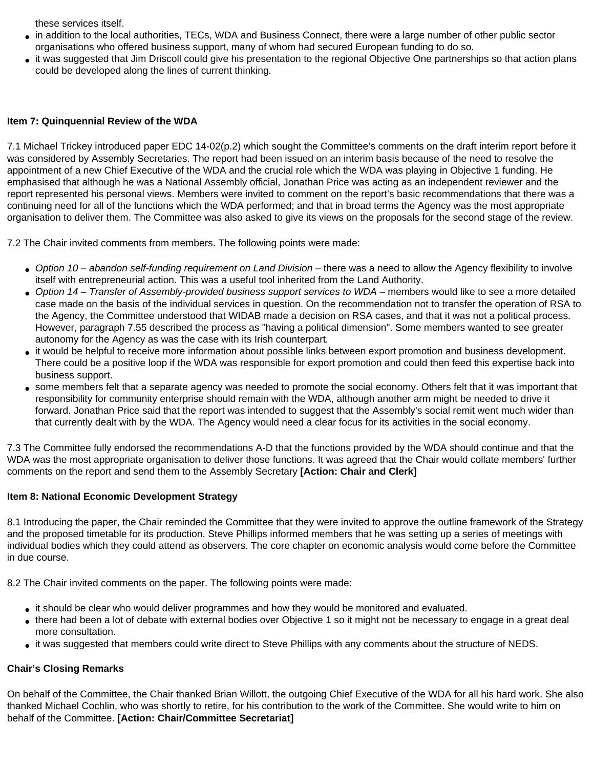these services itself.

- in addition to the local authorities, TECs, WDA and Business Connect, there were a large number of other public sector organisations who offered business support, many of whom had secured European funding to do so.
- it was suggested that Jim Driscoll could give his presentation to the regional Objective One partnerships so that action plans could be developed along the lines of current thinking.

**Item 7: Quinquennial Review of the WDA**

7.1 Michael Trickey introduced paper EDC 14-02(p.2) which sought the Committee's comments on the draft interim report before it was considered by Assembly Secretaries. The report had been issued on an interim basis because of the need to resolve the appointment of a new Chief Executive of the WDA and the crucial role which the WDA was playing in Objective 1 funding. He emphasised that although he was a National Assembly official, Jonathan Price was acting as an independent reviewer and the report represented his personal views. Members were invited to comment on the report's basic recommendations that there was a continuing need for all of the functions which the WDA performed; and that in broad terms the Agency was the most appropriate organisation to deliver them. The Committee was also asked to give its views on the proposals for the second stage of the review.

7.2 The Chair invited comments from members. The following points were made:

- *Option 10 – abandon self-funding requirement on Land Division* – there was a need to allow the Agency flexibility to involve itself with entrepreneurial action. This was a useful tool inherited from the Land Authority.
- *Option 14 – Transfer of Assembly-provided business support services to WDA* – members would like to see a more detailed case made on the basis of the individual services in question. On the recommendation not to transfer the operation of RSA to the Agency, the Committee understood that WIDAB made a decision on RSA cases, and that it was not a political process. However, paragraph 7.55 described the process as "having a political dimension". Some members wanted to see greater autonomy for the Agency as was the case with its Irish counterpart.
- it would be helpful to receive more information about possible links between export promotion and business development. There could be a positive loop if the WDA was responsible for export promotion and could then feed this expertise back into business support.
- some members felt that a separate agency was needed to promote the social economy. Others felt that it was important that responsibility for community enterprise should remain with the WDA, although another arm might be needed to drive it forward. Jonathan Price said that the report was intended to suggest that the Assembly's social remit went much wider than that currently dealt with by the WDA. The Agency would need a clear focus for its activities in the social economy.

7.3 The Committee fully endorsed the recommendations A-D that the functions provided by the WDA should continue and that the WDA was the most appropriate organisation to deliver those functions. It was agreed that the Chair would collate members' further comments on the report and send them to the Assembly Secretary **[Action: Chair and Clerk]**

**Item 8: National Economic Development Strategy**

8.1 Introducing the paper, the Chair reminded the Committee that they were invited to approve the outline framework of the Strategy and the proposed timetable for its production. Steve Phillips informed members that he was setting up a series of meetings with individual bodies which they could attend as observers. The core chapter on economic analysis would come before the Committee in due course.

8.2 The Chair invited comments on the paper. The following points were made:

- it should be clear who would deliver programmes and how they would be monitored and evaluated.
- there had been a lot of debate with external bodies over Objective 1 so it might not be necessary to engage in a great deal more consultation.
- it was suggested that members could write direct to Steve Phillips with any comments about the structure of NEDS.

**Chair's Closing Remarks**

On behalf of the Committee, the Chair thanked Brian Willott, the outgoing Chief Executive of the WDA for all his hard work. She also thanked Michael Cochlin, who was shortly to retire, for his contribution to the work of the Committee. She would write to him on behalf of the Committee. **[Action: Chair/Committee Secretariat]**